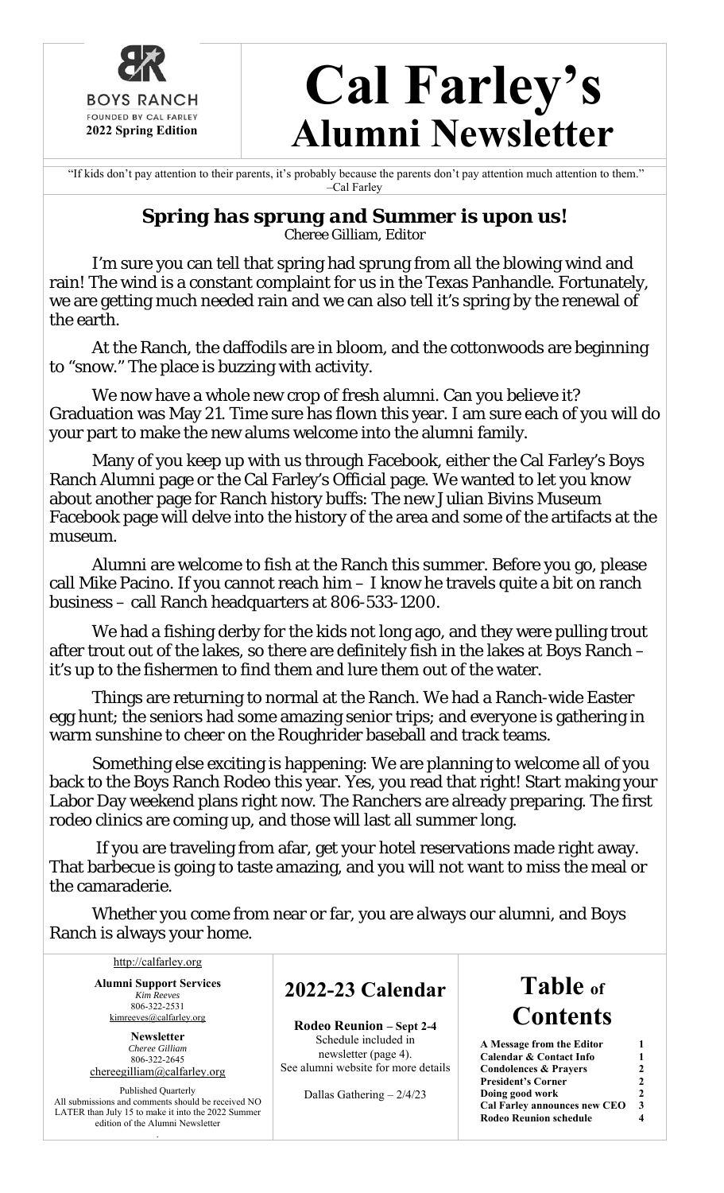BOYS RANCH
FOUNDED BY CAL FARLEY
**2022 Spring Edition**

# Cal Farley's Alumni Newsletter

"If kids don't pay attention to their parents, it's probably because the parents don't pay attention much attention to them." –Cal Farley

## *Spring has sprung and Summer is upon us!*

Cheree Gilliam, Editor

I'm sure you can tell that spring had sprung from all the blowing wind and rain! The wind is a constant complaint for us in the Texas Panhandle. Fortunately, we are getting much needed rain and we can also tell it's spring by the renewal of the earth.

At the Ranch, the daffodils are in bloom, and the cottonwoods are beginning to "snow." The place is buzzing with activity.

We now have a whole new crop of fresh alumni. Can you believe it? Graduation was May 21. Time sure has flown this year. I am sure each of you will do your part to make the new alums welcome into the alumni family.

Many of you keep up with us through Facebook, either the Cal Farley's Boys Ranch Alumni page or the Cal Farley's Official page. We wanted to let you know about another page for Ranch history buffs: The new Julian Bivins Museum Facebook page will delve into the history of the area and some of the artifacts at the museum.

Alumni are welcome to fish at the Ranch this summer. Before you go, please call Mike Pacino. If you cannot reach him – I know he travels quite a bit on ranch business – call Ranch headquarters at 806-533-1200.

We had a fishing derby for the kids not long ago, and they were pulling trout after trout out of the lakes, so there are definitely fish in the lakes at Boys Ranch – it's up to the fishermen to find them and lure them out of the water.

Things are returning to normal at the Ranch. We had a Ranch-wide Easter egg hunt; the seniors had some amazing senior trips; and everyone is gathering in warm sunshine to cheer on the Roughrider baseball and track teams.

Something else exciting is happening: We are planning to welcome all of you back to the Boys Ranch Rodeo this year. Yes, you read that right! Start making your Labor Day weekend plans right now. The Ranchers are already preparing. The first rodeo clinics are coming up, and those will last all summer long.

If you are traveling from afar, get your hotel reservations made right away. That barbecue is going to taste amazing, and you will not want to miss the meal or the camaraderie.

Whether you come from near or far, you are always our alumni, and Boys Ranch is always your home.

http://calfarley.org

**Alumni Support Services**
*Kim Reeves*
806-322-2531
kimreeves@calfarley.org

**Newsletter**
*Cheree Gilliam*
806-322-2645
chereegilliam@calfarley.org

Published Quarterly
All submissions and comments should be received NO LATER than July 15 to make it into the 2022 Summer edition of the Alumni Newsletter

## 2022-23 Calendar

**Rodeo Reunion** – **Sept 2-4**
Schedule included in newsletter (page 4).
See alumni website for more details

Dallas Gathering – 2/4/23

## Table of Contents

| | |
|---|---|
| **A Message from the Editor** | **1** |
| **Calendar & Contact Info** | **1** |
| **Condolences & Prayers** | **2** |
| **President's Corner** | **2** |
| **Doing good work** | **2** |
| **Cal Farley announces new CEO** | **3** |
| **Rodeo Reunion schedule** | **4** |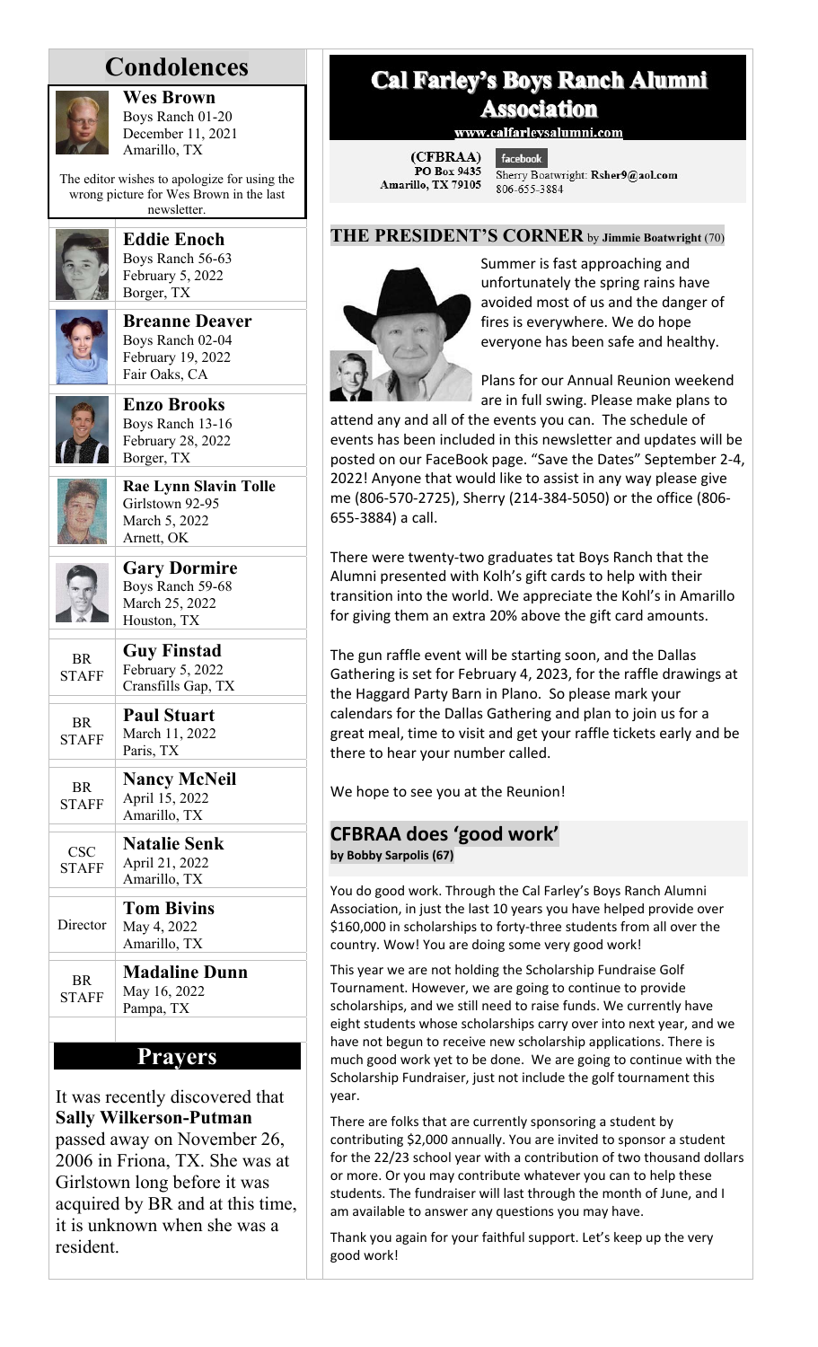# Condolences

**Wes Brown**
Boys Ranch 01-20
December 11, 2021
Amarillo, TX

The editor wishes to apologize for using the wrong picture for Wes Brown in the last newsletter.

**Eddie Enoch**
Boys Ranch 56-63
February 5, 2022
Borger, TX

**Breanne Deaver**
Boys Ranch 02-04
February 19, 2022
Fair Oaks, CA

**Enzo Brooks**
Boys Ranch 13-16
February 28, 2022
Borger, TX

**Rae Lynn Slavin Tolle**
Girlstown 92-95
March 5, 2022
Arnett, OK

**Gary Dormire**
Boys Ranch 59-68
March 25, 2022
Houston, TX

| | |
|---|---|
| BR STAFF | **Guy Finstad**<br>February 5, 2022<br>Cransfills Gap, TX |
| BR STAFF | **Paul Stuart**<br>March 11, 2022<br>Paris, TX |
| BR STAFF | **Nancy McNeil**<br>April 15, 2022<br>Amarillo, TX |
| CSC STAFF | **Natalie Senk**<br>April 21, 2022<br>Amarillo, TX |
| Director | **Tom Bivins**<br>May 4, 2022<br>Amarillo, TX |
| BR STAFF | **Madaline Dunn**<br>May 16, 2022<br>Pampa, TX |

## Prayers

It was recently discovered that **Sally Wilkerson-Putman** passed away on November 26, 2006 in Friona, TX. She was at Girlstown long before it was acquired by BR and at this time, it is unknown when she was a resident.

# Cal Farley's Boys Ranch Alumni Association

www.calfarleysalumni.com

(CFBRAA)
PO Box 9435
Amarillo, TX 79105

facebook
Sherry Boatwright: Rsher9@aol.com
806-655-3884

## THE PRESIDENT'S CORNER by Jimmie Boatwright (70)

Summer is fast approaching and unfortunately the spring rains have avoided most of us and the danger of fires is everywhere. We do hope everyone has been safe and healthy.

Plans for our Annual Reunion weekend are in full swing. Please make plans to attend any and all of the events you can. The schedule of events has been included in this newsletter and updates will be posted on our FaceBook page. "Save the Dates" September 2-4, 2022! Anyone that would like to assist in any way please give me (806-570-2725), Sherry (214-384-5050) or the office (806-655-3884) a call.

There were twenty-two graduates tat Boys Ranch that the Alumni presented with Kolh's gift cards to help with their transition into the world. We appreciate the Kohl's in Amarillo for giving them an extra 20% above the gift card amounts.

The gun raffle event will be starting soon, and the Dallas Gathering is set for February 4, 2023, for the raffle drawings at the Haggard Party Barn in Plano. So please mark your calendars for the Dallas Gathering and plan to join us for a great meal, time to visit and get your raffle tickets early and be there to hear your number called.

We hope to see you at the Reunion!

## CFBRAA does 'good work'

**by Bobby Sarpolis (67)**

You do good work. Through the Cal Farley's Boys Ranch Alumni Association, in just the last 10 years you have helped provide over $160,000 in scholarships to forty-three students from all over the country. Wow! You are doing some very good work!

This year we are not holding the Scholarship Fundraise Golf Tournament. However, we are going to continue to provide scholarships, and we still need to raise funds. We currently have eight students whose scholarships carry over into next year, and we have not begun to receive new scholarship applications. There is much good work yet to be done. We are going to continue with the Scholarship Fundraiser, just not include the golf tournament this year.

There are folks that are currently sponsoring a student by contributing $2,000 annually. You are invited to sponsor a student for the 22/23 school year with a contribution of two thousand dollars or more. Or you may contribute whatever you can to help these students. The fundraiser will last through the month of June, and I am available to answer any questions you may have.

Thank you again for your faithful support. Let's keep up the very good work!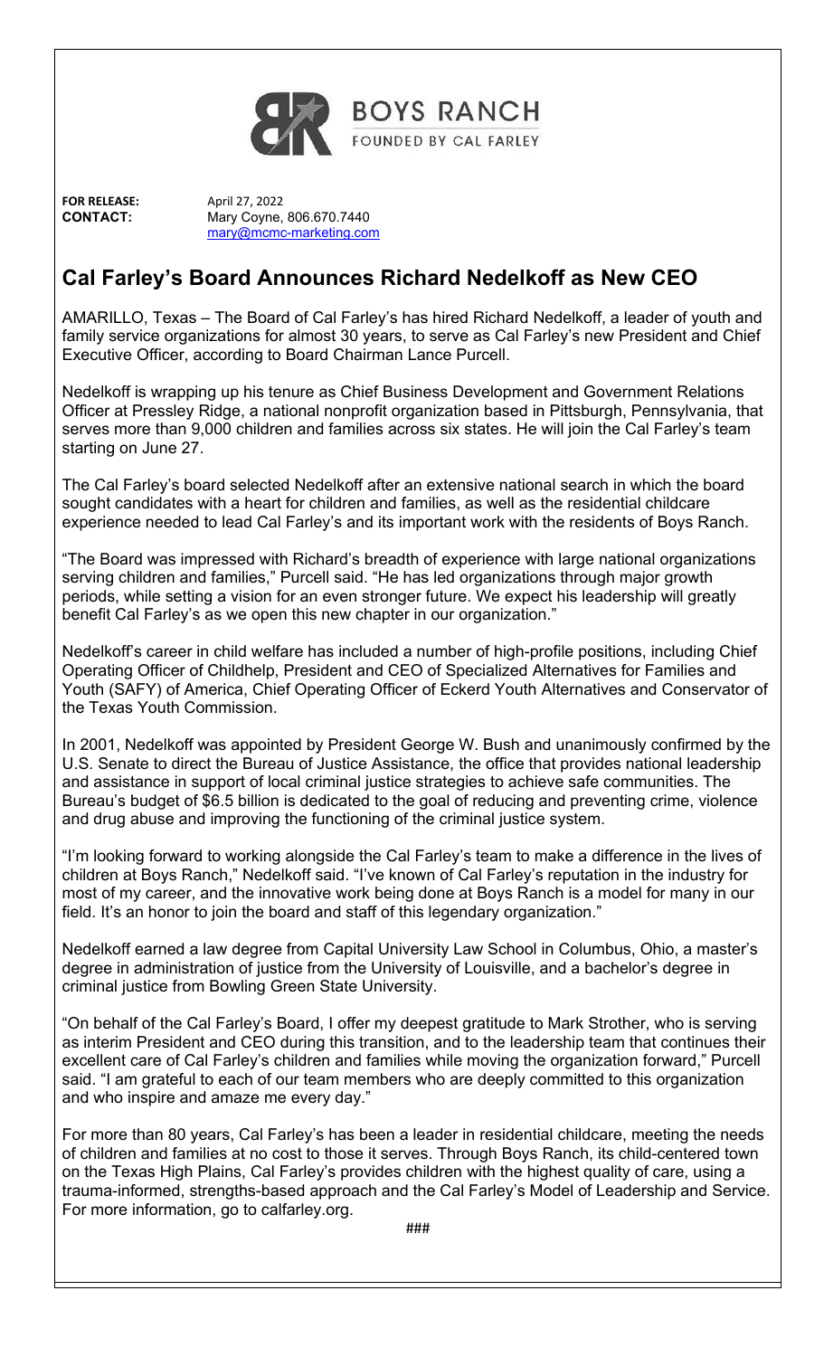BOYS RANCH

FOUNDED BY CAL FARLEY

**FOR RELEASE:** April 27, 2022
**CONTACT:** Mary Coyne, 806.670.7440
mary@mcmc-marketing.com

# Cal Farley's Board Announces Richard Nedelkoff as New CEO

AMARILLO, Texas – The Board of Cal Farley's has hired Richard Nedelkoff, a leader of youth and family service organizations for almost 30 years, to serve as Cal Farley's new President and Chief Executive Officer, according to Board Chairman Lance Purcell.

Nedelkoff is wrapping up his tenure as Chief Business Development and Government Relations Officer at Pressley Ridge, a national nonprofit organization based in Pittsburgh, Pennsylvania, that serves more than 9,000 children and families across six states. He will join the Cal Farley's team starting on June 27.

The Cal Farley's board selected Nedelkoff after an extensive national search in which the board sought candidates with a heart for children and families, as well as the residential childcare experience needed to lead Cal Farley's and its important work with the residents of Boys Ranch.

"The Board was impressed with Richard's breadth of experience with large national organizations serving children and families," Purcell said. "He has led organizations through major growth periods, while setting a vision for an even stronger future. We expect his leadership will greatly benefit Cal Farley's as we open this new chapter in our organization."

Nedelkoff's career in child welfare has included a number of high-profile positions, including Chief Operating Officer of Childhelp, President and CEO of Specialized Alternatives for Families and Youth (SAFY) of America, Chief Operating Officer of Eckerd Youth Alternatives and Conservator of the Texas Youth Commission.

In 2001, Nedelkoff was appointed by President George W. Bush and unanimously confirmed by the U.S. Senate to direct the Bureau of Justice Assistance, the office that provides national leadership and assistance in support of local criminal justice strategies to achieve safe communities. The Bureau's budget of $6.5 billion is dedicated to the goal of reducing and preventing crime, violence and drug abuse and improving the functioning of the criminal justice system.

"I'm looking forward to working alongside the Cal Farley's team to make a difference in the lives of children at Boys Ranch," Nedelkoff said. "I've known of Cal Farley's reputation in the industry for most of my career, and the innovative work being done at Boys Ranch is a model for many in our field. It's an honor to join the board and staff of this legendary organization."

Nedelkoff earned a law degree from Capital University Law School in Columbus, Ohio, a master's degree in administration of justice from the University of Louisville, and a bachelor's degree in criminal justice from Bowling Green State University.

"On behalf of the Cal Farley's Board, I offer my deepest gratitude to Mark Strother, who is serving as interim President and CEO during this transition, and to the leadership team that continues their excellent care of Cal Farley's children and families while moving the organization forward," Purcell said. "I am grateful to each of our team members who are deeply committed to this organization and who inspire and amaze me every day."

For more than 80 years, Cal Farley's has been a leader in residential childcare, meeting the needs of children and families at no cost to those it serves. Through Boys Ranch, its child-centered town on the Texas High Plains, Cal Farley's provides children with the highest quality of care, using a trauma-informed, strengths-based approach and the Cal Farley's Model of Leadership and Service. For more information, go to calfarley.org.

###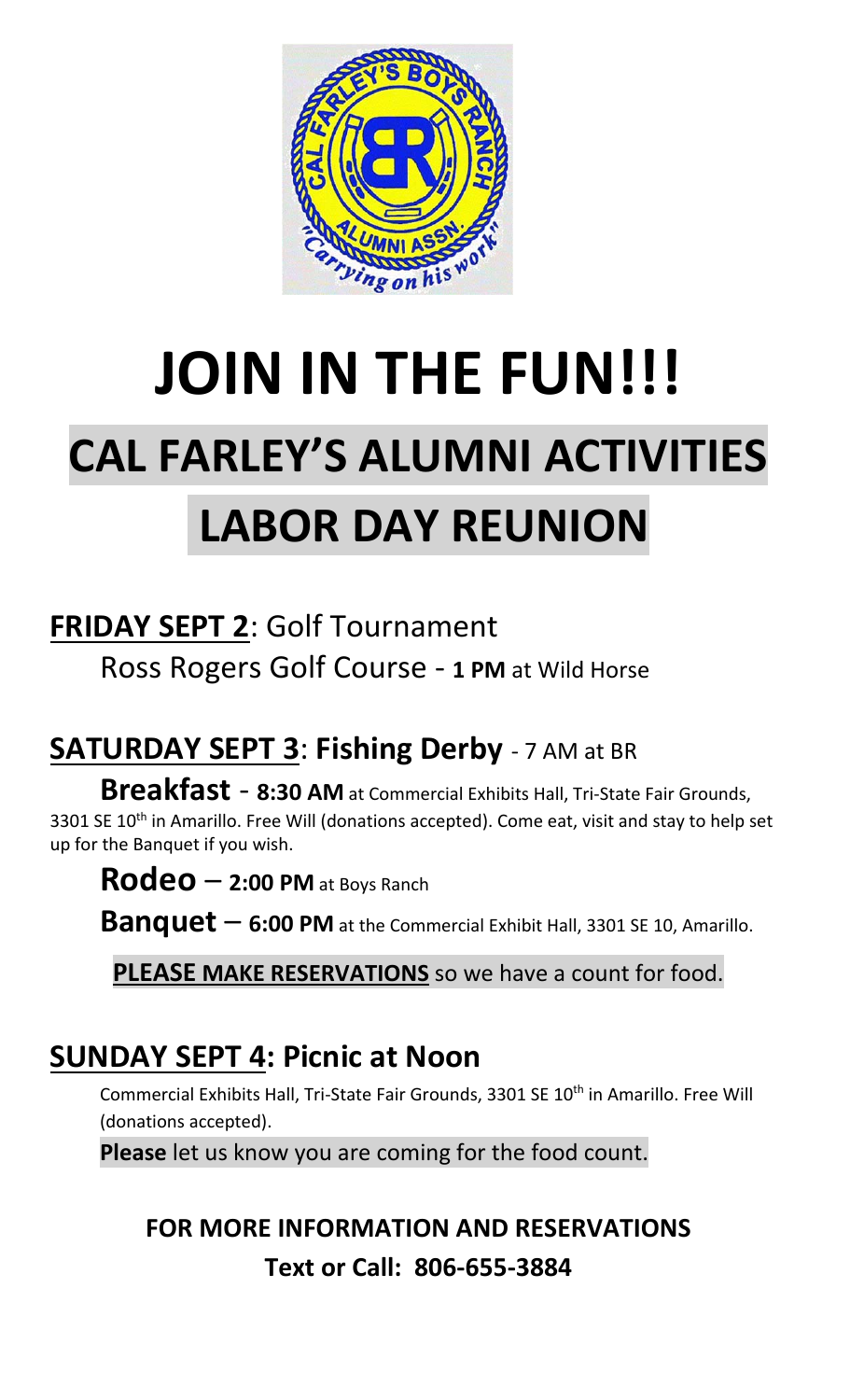# JOIN IN THE FUN!!!

## CAL FARLEY'S ALUMNI ACTIVITIES

## LABOR DAY REUNION

### FRIDAY SEPT 2: Golf Tournament

Ross Rogers Golf Course - **1 PM** at Wild Horse

### SATURDAY SEPT 3: **Fishing Derby** - 7 AM at BR

**Breakfast** - **8:30 AM** at Commercial Exhibits Hall, Tri-State Fair Grounds, 3301 SE 10th in Amarillo. Free Will (donations accepted). Come eat, visit and stay to help set up for the Banquet if you wish.

**Rodeo** – **2:00 PM** at Boys Ranch

**Banquet** – **6:00 PM** at the Commercial Exhibit Hall, 3301 SE 10, Amarillo.

**PLEASE MAKE RESERVATIONS** so we have a count for food.

### SUNDAY SEPT 4: Picnic at Noon

Commercial Exhibits Hall, Tri-State Fair Grounds, 3301 SE 10th in Amarillo. Free Will (donations accepted).

**Please** let us know you are coming for the food count.

**FOR MORE INFORMATION AND RESERVATIONS**

**Text or Call: 806-655-3884**